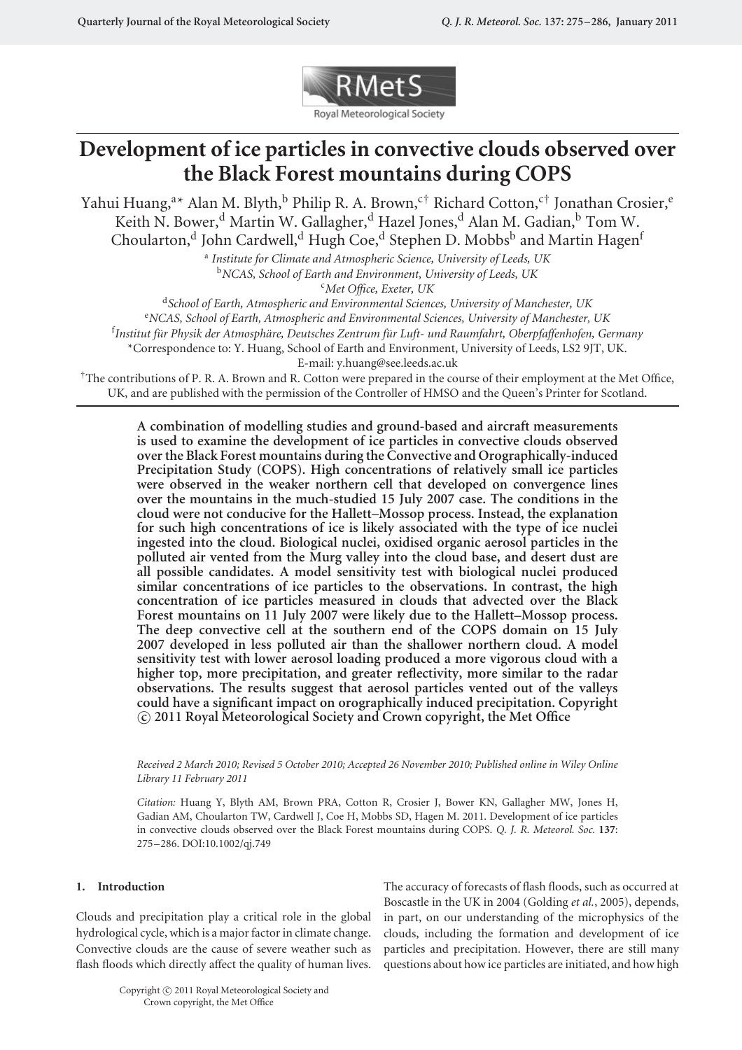# Development of ice particles in convective clouds observed over the Black Forest mountains during COPS

Yahui Huang,[a]* Alan M. Blyth,[b] Philip R. A. Brown,[c†] Richard Cotton,[c†] Jonathan Crosier,[e] Keith N. Bower,[d] Martin W. Gallagher,[d] Hazel Jones,[d] Alan M. Gadian,[b] Tom W. Choularton,[d] John Cardwell,[d] Hugh Coe,[d] Stephen D. Mobbs[b] and Martin Hagen[f]

[a] *Institute for Climate and Atmospheric Science, University of Leeds, UK*
[b] *NCAS, School of Earth and Environment, University of Leeds, UK*
[c] *Met Office, Exeter, UK*
[d] *School of Earth, Atmospheric and Environmental Sciences, University of Manchester, UK*
[e] *NCAS, School of Earth, Atmospheric and Environmental Sciences, University of Manchester, UK*
[f] *Institut für Physik der Atmosphäre, Deutsches Zentrum für Luft- und Raumfahrt, Oberpfaffenhofen, Germany*

*Correspondence to: Y. Huang, School of Earth and Environment, University of Leeds, LS2 9JT, UK.
E-mail: y.huang@see.leeds.ac.uk

†The contributions of P. R. A. Brown and R. Cotton were prepared in the course of their employment at the Met Office, UK, and are published with the permission of the Controller of HMSO and the Queen's Printer for Scotland.

**A combination of modelling studies and ground-based and aircraft measurements is used to examine the development of ice particles in convective clouds observed over the Black Forest mountains during the Convective and Orographically-induced Precipitation Study (COPS). High concentrations of relatively small ice particles were observed in the weaker northern cell that developed on convergence lines over the mountains in the much-studied 15 July 2007 case. The conditions in the cloud were not conducive for the Hallett–Mossop process. Instead, the explanation for such high concentrations of ice is likely associated with the type of ice nuclei ingested into the cloud. Biological nuclei, oxidised organic aerosol particles in the polluted air vented from the Murg valley into the cloud base, and desert dust are all possible candidates. A model sensitivity test with biological nuclei produced similar concentrations of ice particles to the observations. In contrast, the high concentration of ice particles measured in clouds that advected over the Black Forest mountains on 11 July 2007 were likely due to the Hallett–Mossop process. The deep convective cell at the southern end of the COPS domain on 15 July 2007 developed in less polluted air than the shallower northern cloud. A model sensitivity test with lower aerosol loading produced a more vigorous cloud with a higher top, more precipitation, and greater reflectivity, more similar to the radar observations. The results suggest that aerosol particles vented out of the valleys could have a significant impact on orographically induced precipitation. Copyright © 2011 Royal Meteorological Society and Crown copyright, the Met Office**

*Received 2 March 2010; Revised 5 October 2010; Accepted 26 November 2010; Published online in Wiley Online Library 11 February 2011*

*Citation:* Huang Y, Blyth AM, Brown PRA, Cotton R, Crosier J, Bower KN, Gallagher MW, Jones H, Gadian AM, Choularton TW, Cardwell J, Coe H, Mobbs SD, Hagen M. 2011. Development of ice particles in convective clouds observed over the Black Forest mountains during COPS. *Q. J. R. Meteorol. Soc.* **137**: 275–286. DOI:10.1002/qj.749

## 1. Introduction

Clouds and precipitation play a critical role in the global hydrological cycle, which is a major factor in climate change. Convective clouds are the cause of severe weather such as flash floods which directly affect the quality of human lives. The accuracy of forecasts of flash floods, such as occurred at Boscastle in the UK in 2004 (Golding *et al.*, 2005), depends, in part, on our understanding of the microphysics of the clouds, including the formation and development of ice particles and precipitation. However, there are still many questions about how ice particles are initiated, and how high

Copyright © 2011 Royal Meteorological Society and Crown copyright, the Met Office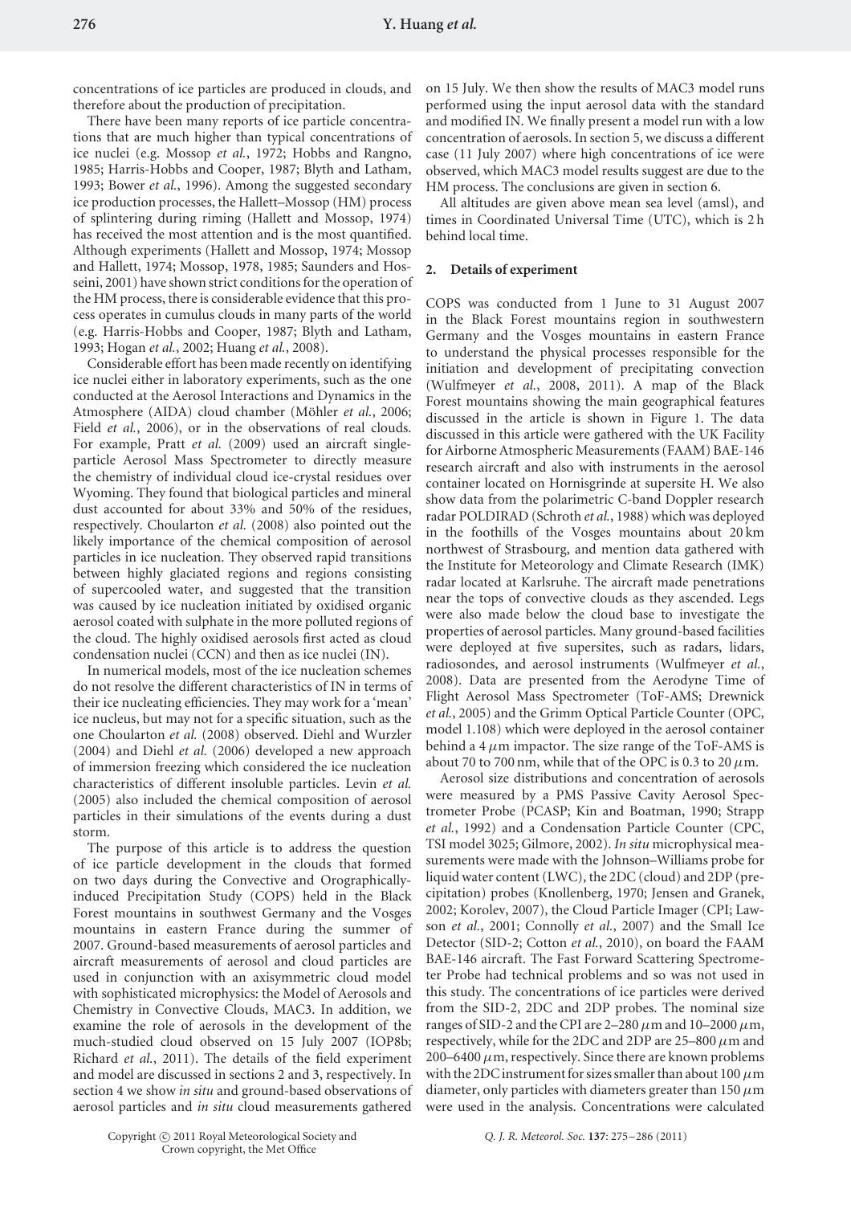concentrations of ice particles are produced in clouds, and therefore about the production of precipitation.

There have been many reports of ice particle concentrations that are much higher than typical concentrations of ice nuclei (e.g. Mossop *et al.*, 1972; Hobbs and Rangno, 1985; Harris-Hobbs and Cooper, 1987; Blyth and Latham, 1993; Bower *et al.*, 1996). Among the suggested secondary ice production processes, the Hallett–Mossop (HM) process of splintering during riming (Hallett and Mossop, 1974) has received the most attention and is the most quantified. Although experiments (Hallett and Mossop, 1974; Mossop and Hallett, 1974; Mossop, 1978, 1985; Saunders and Hosseini, 2001) have shown strict conditions for the operation of the HM process, there is considerable evidence that this process operates in cumulus clouds in many parts of the world (e.g. Harris-Hobbs and Cooper, 1987; Blyth and Latham, 1993; Hogan *et al.*, 2002; Huang *et al.*, 2008).

Considerable effort has been made recently on identifying ice nuclei either in laboratory experiments, such as the one conducted at the Aerosol Interactions and Dynamics in the Atmosphere (AIDA) cloud chamber (Möhler *et al.*, 2006; Field *et al.*, 2006), or in the observations of real clouds. For example, Pratt *et al.* (2009) used an aircraft single-particle Aerosol Mass Spectrometer to directly measure the chemistry of individual cloud ice-crystal residues over Wyoming. They found that biological particles and mineral dust accounted for about 33% and 50% of the residues, respectively. Choularton *et al.* (2008) also pointed out the likely importance of the chemical composition of aerosol particles in ice nucleation. They observed rapid transitions between highly glaciated regions and regions consisting of supercooled water, and suggested that the transition was caused by ice nucleation initiated by oxidised organic aerosol coated with sulphate in the more polluted regions of the cloud. The highly oxidised aerosols first acted as cloud condensation nuclei (CCN) and then as ice nuclei (IN).

In numerical models, most of the ice nucleation schemes do not resolve the different characteristics of IN in terms of their ice nucleating efficiencies. They may work for a 'mean' ice nucleus, but may not for a specific situation, such as the one Choularton *et al.* (2008) observed. Diehl and Wurzler (2004) and Diehl *et al.* (2006) developed a new approach of immersion freezing which considered the ice nucleation characteristics of different insoluble particles. Levin *et al.* (2005) also included the chemical composition of aerosol particles in their simulations of the events during a dust storm.

The purpose of this article is to address the question of ice particle development in the clouds that formed on two days during the Convective and Orographically-induced Precipitation Study (COPS) held in the Black Forest mountains in southwest Germany and the Vosges mountains in eastern France during the summer of 2007. Ground-based measurements of aerosol particles and aircraft measurements of aerosol and cloud particles are used in conjunction with an axisymmetric cloud model with sophisticated microphysics: the Model of Aerosols and Chemistry in Convective Clouds, MAC3. In addition, we examine the role of aerosols in the development of the much-studied cloud observed on 15 July 2007 (IOP8b; Richard *et al.*, 2011). The details of the field experiment and model are discussed in sections 2 and 3, respectively. In section 4 we show *in situ* and ground-based observations of aerosol particles and *in situ* cloud measurements gathered on 15 July. We then show the results of MAC3 model runs performed using the input aerosol data with the standard and modified IN. We finally present a model run with a low concentration of aerosols. In section 5, we discuss a different case (11 July 2007) where high concentrations of ice were observed, which MAC3 model results suggest are due to the HM process. The conclusions are given in section 6.

All altitudes are given above mean sea level (amsl), and times in Coordinated Universal Time (UTC), which is 2 h behind local time.

## 2. Details of experiment

COPS was conducted from 1 June to 31 August 2007 in the Black Forest mountains region in southwestern Germany and the Vosges mountains in eastern France to understand the physical processes responsible for the initiation and development of precipitating convection (Wulfmeyer *et al.*, 2008, 2011). A map of the Black Forest mountains showing the main geographical features discussed in the article is shown in Figure 1. The data discussed in this article were gathered with the UK Facility for Airborne Atmospheric Measurements (FAAM) BAE-146 research aircraft and also with instruments in the aerosol container located on Hornisgrinde at supersite H. We also show data from the polarimetric C-band Doppler research radar POLDIRAD (Schroth *et al.*, 1988) which was deployed in the foothills of the Vosges mountains about 20 km northwest of Strasbourg, and mention data gathered with the Institute for Meteorology and Climate Research (IMK) radar located at Karlsruhe. The aircraft made penetrations near the tops of convective clouds as they ascended. Legs were also made below the cloud base to investigate the properties of aerosol particles. Many ground-based facilities were deployed at five supersites, such as radars, lidars, radiosondes, and aerosol instruments (Wulfmeyer *et al.*, 2008). Data are presented from the Aerodyne Time of Flight Aerosol Mass Spectrometer (ToF-AMS; Drewnick *et al.*, 2005) and the Grimm Optical Particle Counter (OPC, model 1.108) which were deployed in the aerosol container behind a 4 $\mu$m impactor. The size range of the ToF-AMS is about 70 to 700 nm, while that of the OPC is 0.3 to 20 $\mu$m.

Aerosol size distributions and concentration of aerosols were measured by a PMS Passive Cavity Aerosol Spectrometer Probe (PCASP; Kin and Boatman, 1990; Strapp *et al.*, 1992) and a Condensation Particle Counter (CPC, TSI model 3025; Gilmore, 2002). *In situ* microphysical measurements were made with the Johnson–Williams probe for liquid water content (LWC), the 2DC (cloud) and 2DP (precipitation) probes (Knollenberg, 1970; Jensen and Granek, 2002; Korolev, 2007), the Cloud Particle Imager (CPI; Lawson *et al.*, 2001; Connolly *et al.*, 2007) and the Small Ice Detector (SID-2; Cotton *et al.*, 2010), on board the FAAM BAE-146 aircraft. The Fast Forward Scattering Spectrometer Probe had technical problems and so was not used in this study. The concentrations of ice particles were derived from the SID-2, 2DC and 2DP probes. The nominal size ranges of SID-2 and the CPI are 2–280 $\mu$m and 10–2000 $\mu$m, respectively, while for the 2DC and 2DP are 25–800 $\mu$m and 200–6400 $\mu$m, respectively. Since there are known problems with the 2DC instrument for sizes smaller than about 100 $\mu$m diameter, only particles with diameters greater than 150 $\mu$m were used in the analysis. Concentrations were calculated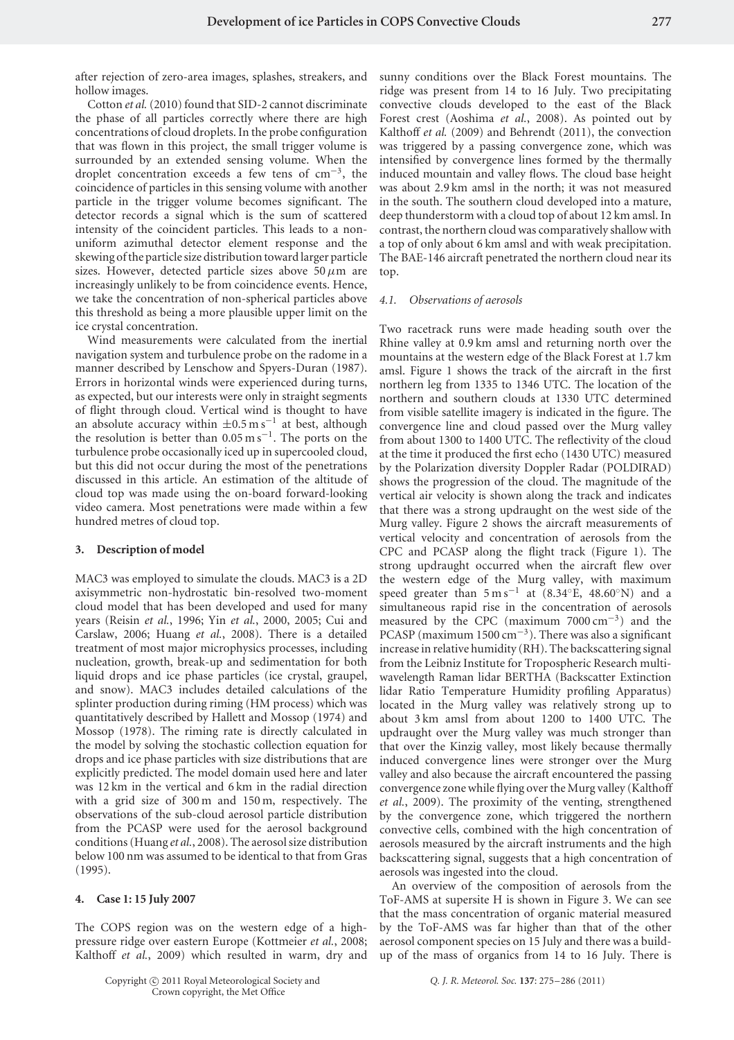after rejection of zero-area images, splashes, streakers, and hollow images.

Cotton *et al.* (2010) found that SID-2 cannot discriminate the phase of all particles correctly where there are high concentrations of cloud droplets. In the probe configuration that was flown in this project, the small trigger volume is surrounded by an extended sensing volume. When the droplet concentration exceeds a few tens of $cm^{-3}$, the coincidence of particles in this sensing volume with another particle in the trigger volume becomes significant. The detector records a signal which is the sum of scattered intensity of the coincident particles. This leads to a non-uniform azimuthal detector element response and the skewing of the particle size distribution toward larger particle sizes. However, detected particle sizes above $50\,\mu$m are increasingly unlikely to be from coincidence events. Hence, we take the concentration of non-spherical particles above this threshold as being a more plausible upper limit on the ice crystal concentration.

Wind measurements were calculated from the inertial navigation system and turbulence probe on the radome in a manner described by Lenschow and Spyers-Duran (1987). Errors in horizontal winds were experienced during turns, as expected, but our interests were only in straight segments of flight through cloud. Vertical wind is thought to have an absolute accuracy within $\pm 0.5\,m\,s^{-1}$ at best, although the resolution is better than $0.05\,m\,s^{-1}$. The ports on the turbulence probe occasionally iced up in supercooled cloud, but this did not occur during the most of the penetrations discussed in this article. An estimation of the altitude of cloud top was made using the on-board forward-looking video camera. Most penetrations were made within a few hundred metres of cloud top.

## 3. Description of model

MAC3 was employed to simulate the clouds. MAC3 is a 2D axisymmetric non-hydrostatic bin-resolved two-moment cloud model that has been developed and used for many years (Reisin *et al.*, 1996; Yin *et al.*, 2000, 2005; Cui and Carslaw, 2006; Huang *et al.*, 2008). There is a detailed treatment of most major microphysics processes, including nucleation, growth, break-up and sedimentation for both liquid drops and ice phase particles (ice crystal, graupel, and snow). MAC3 includes detailed calculations of the splinter production during riming (HM process) which was quantitatively described by Hallett and Mossop (1974) and Mossop (1978). The riming rate is directly calculated in the model by solving the stochastic collection equation for drops and ice phase particles with size distributions that are explicitly predicted. The model domain used here and later was 12 km in the vertical and 6 km in the radial direction with a grid size of 300 m and 150 m, respectively. The observations of the sub-cloud aerosol particle distribution from the PCASP were used for the aerosol background conditions (Huang *et al.*, 2008). The aerosol size distribution below 100 nm was assumed to be identical to that from Gras (1995).

## 4. Case 1: 15 July 2007

The COPS region was on the western edge of a high-pressure ridge over eastern Europe (Kottmeier *et al.*, 2008; Kalthoff *et al.*, 2009) which resulted in warm, dry and sunny conditions over the Black Forest mountains. The ridge was present from 14 to 16 July. Two precipitating convective clouds developed to the east of the Black Forest crest (Aoshima *et al.*, 2008). As pointed out by Kalthoff *et al.* (2009) and Behrendt (2011), the convection was triggered by a passing convergence zone, which was intensified by convergence lines formed by the thermally induced mountain and valley flows. The cloud base height was about 2.9 km amsl in the north; it was not measured in the south. The southern cloud developed into a mature, deep thunderstorm with a cloud top of about 12 km amsl. In contrast, the northern cloud was comparatively shallow with a top of only about 6 km amsl and with weak precipitation. The BAE-146 aircraft penetrated the northern cloud near its top.

### 4.1. Observations of aerosols

Two racetrack runs were made heading south over the Rhine valley at 0.9 km amsl and returning north over the mountains at the western edge of the Black Forest at 1.7 km amsl. Figure 1 shows the track of the aircraft in the first northern leg from 1335 to 1346 UTC. The location of the northern and southern clouds at 1330 UTC determined from visible satellite imagery is indicated in the figure. The convergence line and cloud passed over the Murg valley from about 1300 to 1400 UTC. The reflectivity of the cloud at the time it produced the first echo (1430 UTC) measured by the Polarization diversity Doppler Radar (POLDIRAD) shows the progression of the cloud. The magnitude of the vertical air velocity is shown along the track and indicates that there was a strong updraught on the west side of the Murg valley. Figure 2 shows the aircraft measurements of vertical velocity and concentration of aerosols from the CPC and PCASP along the flight track (Figure 1). The strong updraught occurred when the aircraft flew over the western edge of the Murg valley, with maximum speed greater than $5\,m\,s^{-1}$ at (8.34°E, 48.60°N) and a simultaneous rapid rise in the concentration of aerosols measured by the CPC (maximum $7000\,cm^{-3}$) and the PCASP (maximum $1500\,cm^{-3}$). There was also a significant increase in relative humidity (RH). The backscattering signal from the Leibniz Institute for Tropospheric Research multi-wavelength Raman lidar BERTHA (Backscatter Extinction lidar Ratio Temperature Humidity profiling Apparatus) located in the Murg valley was relatively strong up to about 3 km amsl from about 1200 to 1400 UTC. The updraught over the Murg valley was much stronger than that over the Kinzig valley, most likely because thermally induced convergence lines were stronger over the Murg valley and also because the aircraft encountered the passing convergence zone while flying over the Murg valley (Kalthoff *et al.*, 2009). The proximity of the venting, strengthened by the convergence zone, which triggered the northern convective cells, combined with the high concentration of aerosols measured by the aircraft instruments and the high backscattering signal, suggests that a high concentration of aerosols was ingested into the cloud.

An overview of the composition of aerosols from the ToF-AMS at supersite H is shown in Figure 3. We can see that the mass concentration of organic material measured by the ToF-AMS was far higher than that of the other aerosol component species on 15 July and there was a build-up of the mass of organics from 14 to 16 July. There is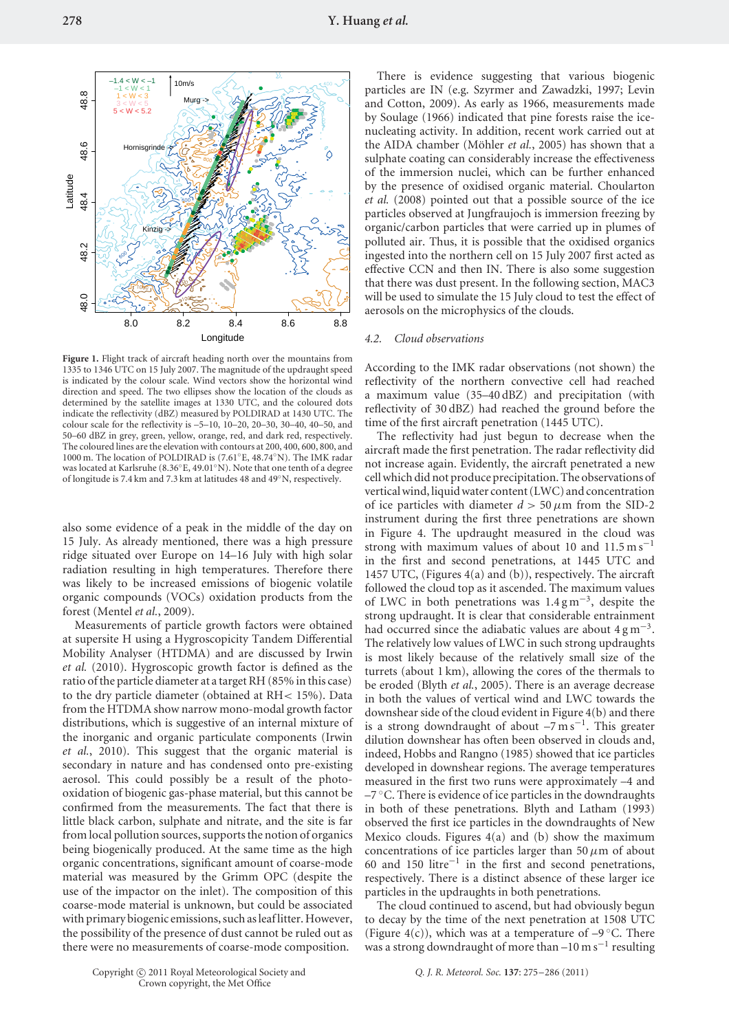Figure 1. Flight track of aircraft heading north over the mountains from 1335 to 1346 UTC on 15 July 2007. The magnitude of the updraught speed is indicated by the colour scale. Wind vectors show the horizontal wind direction and speed. The two ellipses show the location of the clouds as determined by the satellite images at 1330 UTC, and the coloured dots indicate the reflectivity (dBZ) measured by POLDIRAD at 1430 UTC. The colour scale for the reflectivity is –5–10, 10–20, 20–30, 30–40, 40–50, and 50–60 dBZ in grey, green, yellow, orange, red, and dark red, respectively. The coloured lines are the elevation with contours at 200, 400, 600, 800, and 1000 m. The location of POLDIRAD is (7.61°E, 48.74°N). The IMK radar was located at Karlsruhe (8.36°E, 49.01°N). Note that one tenth of a degree of longitude is 7.4 km and 7.3 km at latitudes 48 and 49°N, respectively.

also some evidence of a peak in the middle of the day on 15 July. As already mentioned, there was a high pressure ridge situated over Europe on 14–16 July with high solar radiation resulting in high temperatures. Therefore there was likely to be increased emissions of biogenic volatile organic compounds (VOCs) oxidation products from the forest (Mentel *et al.*, 2009).

Measurements of particle growth factors were obtained at supersite H using a Hygroscopicity Tandem Differential Mobility Analyser (HTDMA) and are discussed by Irwin *et al.* (2010). Hygroscopic growth factor is defined as the ratio of the particle diameter at a target RH (85% in this case) to the dry particle diameter (obtained at RH< 15%). Data from the HTDMA show narrow mono-modal growth factor distributions, which is suggestive of an internal mixture of the inorganic and organic particulate components (Irwin *et al.*, 2010). This suggest that the organic material is secondary in nature and has condensed onto pre-existing aerosol. This could possibly be a result of the photo-oxidation of biogenic gas-phase material, but this cannot be confirmed from the measurements. The fact that there is little black carbon, sulphate and nitrate, and the site is far from local pollution sources, supports the notion of organics being biogenically produced. At the same time as the high organic concentrations, significant amount of coarse-mode material was measured by the Grimm OPC (despite the use of the impactor on the inlet). The composition of this coarse-mode material is unknown, but could be associated with primary biogenic emissions, such as leaf litter. However, the possibility of the presence of dust cannot be ruled out as there were no measurements of coarse-mode composition.

There is evidence suggesting that various biogenic particles are IN (e.g. Szyrmer and Zawadzki, 1997; Levin and Cotton, 2009). As early as 1966, measurements made by Soulage (1966) indicated that pine forests raise the ice-nucleating activity. In addition, recent work carried out at the AIDA chamber (Möhler *et al.*, 2005) has shown that a sulphate coating can considerably increase the effectiveness of the immersion nuclei, which can be further enhanced by the presence of oxidised organic material. Choularton *et al.* (2008) pointed out that a possible source of the ice particles observed at Jungfraujoch is immersion freezing by organic/carbon particles that were carried up in plumes of polluted air. Thus, it is possible that the oxidised organics ingested into the northern cell on 15 July 2007 first acted as effective CCN and then IN. There is also some suggestion that there was dust present. In the following section, MAC3 will be used to simulate the 15 July cloud to test the effect of aerosols on the microphysics of the clouds.

### 4.2. Cloud observations

According to the IMK radar observations (not shown) the reflectivity of the northern convective cell had reached a maximum value (35–40 dBZ) and precipitation (with reflectivity of 30 dBZ) had reached the ground before the time of the first aircraft penetration (1445 UTC).

The reflectivity had just begun to decrease when the aircraft made the first penetration. The radar reflectivity did not increase again. Evidently, the aircraft penetrated a new cell which did not produce precipitation. The observations of vertical wind, liquid water content (LWC) and concentration of ice particles with diameter $d > 50\,\mu$m from the SID-2 instrument during the first three penetrations are shown in Figure 4. The updraught measured in the cloud was strong with maximum values of about 10 and 11.5 m s$^{-1}$ in the first and second penetrations, at 1445 UTC and 1457 UTC, (Figures 4(a) and (b)), respectively. The aircraft followed the cloud top as it ascended. The maximum values of LWC in both penetrations was 1.4 g m$^{-3}$, despite the strong updraught. It is clear that considerable entrainment had occurred since the adiabatic values are about 4 g m$^{-3}$. The relatively low values of LWC in such strong updraughts is most likely because of the relatively small size of the turrets (about 1 km), allowing the cores of the thermals to be eroded (Blyth *et al.*, 2005). There is an average decrease in both the values of vertical wind and LWC towards the downshear side of the cloud evident in Figure 4(b) and there is a strong downdraught of about –7 m s$^{-1}$. This greater dilution downshear has often been observed in clouds and, indeed, Hobbs and Rangno (1985) showed that ice particles developed in downshear regions. The average temperatures measured in the first two runs were approximately –4 and –7 °C. There is evidence of ice particles in the downdraughts in both of these penetrations. Blyth and Latham (1993) observed the first ice particles in the downdraughts of New Mexico clouds. Figures 4(a) and (b) show the maximum concentrations of ice particles larger than 50 $\mu$m of about 60 and 150 litre$^{-1}$ in the first and second penetrations, respectively. There is a distinct absence of these larger ice particles in the updraughts in both penetrations.

The cloud continued to ascend, but had obviously begun to decay by the time of the next penetration at 1508 UTC (Figure 4(c)), which was at a temperature of –9 °C. There was a strong downdraught of more than –10 m s$^{-1}$ resulting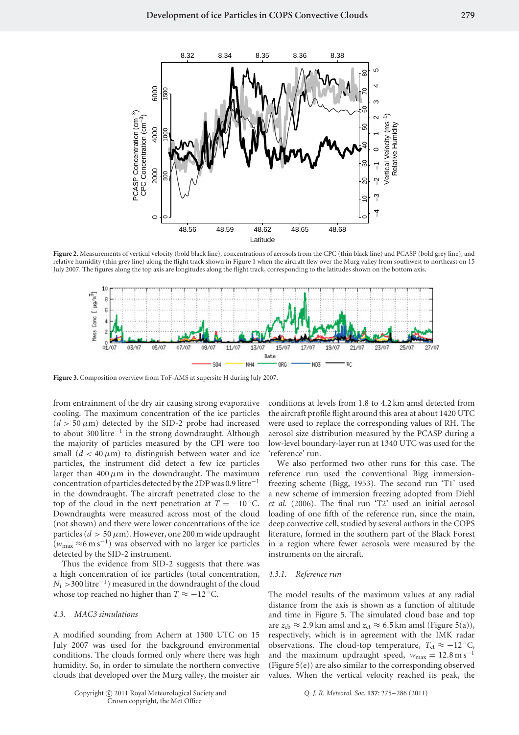Figure 2. Measurements of vertical velocity (bold black line), concentrations of aerosols from the CPC (thin black line) and PCASP (bold grey line), and relative humidity (thin grey line) along the flight track shown in Figure 1 when the aircraft flew over the Murg valley from southwest to northeast on 15 July 2007. The figures along the top axis are longitudes along the flight track, corresponding to the latitudes shown on the bottom axis.

Figure 3. Composition overview from ToF-AMS at supersite H during July 2007.

from entrainment of the dry air causing strong evaporative cooling. The maximum concentration of the ice particles ($d > 50\,\mu$m) detected by the SID-2 probe had increased to about 300 litre$^{-1}$ in the strong downdraught. Although the majority of particles measured by the CPI were too small ($d < 40\,\mu$m) to distinguish between water and ice particles, the instrument did detect a few ice particles larger than 400 $\mu$m in the downdraught. The maximum concentration of particles detected by the 2DP was 0.9 litre$^{-1}$ in the downdraught. The aircraft penetrated close to the top of the cloud in the next penetration at $T = -10\,^{\circ}$C. Downdraughts were measured across most of the cloud (not shown) and there were lower concentrations of the ice particles ($d > 50\,\mu$m). However, one 200 m wide updraught ($w_{\max} \approx 6\,\mathrm{m\,s^{-1}}$) was observed with no larger ice particles detected by the SID-2 instrument.

Thus the evidence from SID-2 suggests that there was a high concentration of ice particles (total concentration, $N_i > 300$ litre$^{-1}$) measured in the downdraught of the cloud whose top reached no higher than $T \approx -12\,^{\circ}$C.

### 4.3. MAC3 simulations

A modified sounding from Achern at 1300 UTC on 15 July 2007 was used for the background environmental conditions. The clouds formed only where there was high humidity. So, in order to simulate the northern convective clouds that developed over the Murg valley, the moister air conditions at levels from 1.8 to 4.2 km amsl detected from the aircraft profile flight around this area at about 1420 UTC were used to replace the corresponding values of RH. The aerosol size distribution measured by the PCASP during a low-level boundary-layer run at 1340 UTC was used for the 'reference' run.

We also performed two other runs for this case. The reference run used the conventional Bigg immersion-freezing scheme (Bigg, 1953). The second run 'T1' used a new scheme of immersion freezing adopted from Diehl *et al.* (2006). The final run 'T2' used an initial aerosol loading of one fifth of the reference run, since the main, deep convective cell, studied by several authors in the COPS literature, formed in the southern part of the Black Forest in a region where fewer aerosols were measured by the instruments on the aircraft.

#### 4.3.1. Reference run

The model results of the maximum values at any radial distance from the axis is shown as a function of altitude and time in Figure 5. The simulated cloud base and top are $z_{\mathrm{cb}} \approx 2.9$ km amsl and $z_{\mathrm{ct}} \approx 6.5$ km amsl (Figure 5(a)), respectively, which is in agreement with the IMK radar observations. The cloud-top temperature, $T_{\mathrm{ct}} \approx -12\,^{\circ}$C, and the maximum updraught speed, $w_{\max} = 12.8\,\mathrm{m\,s^{-1}}$ (Figure 5(e)) are also similar to the corresponding observed values. When the vertical velocity reached its peak, the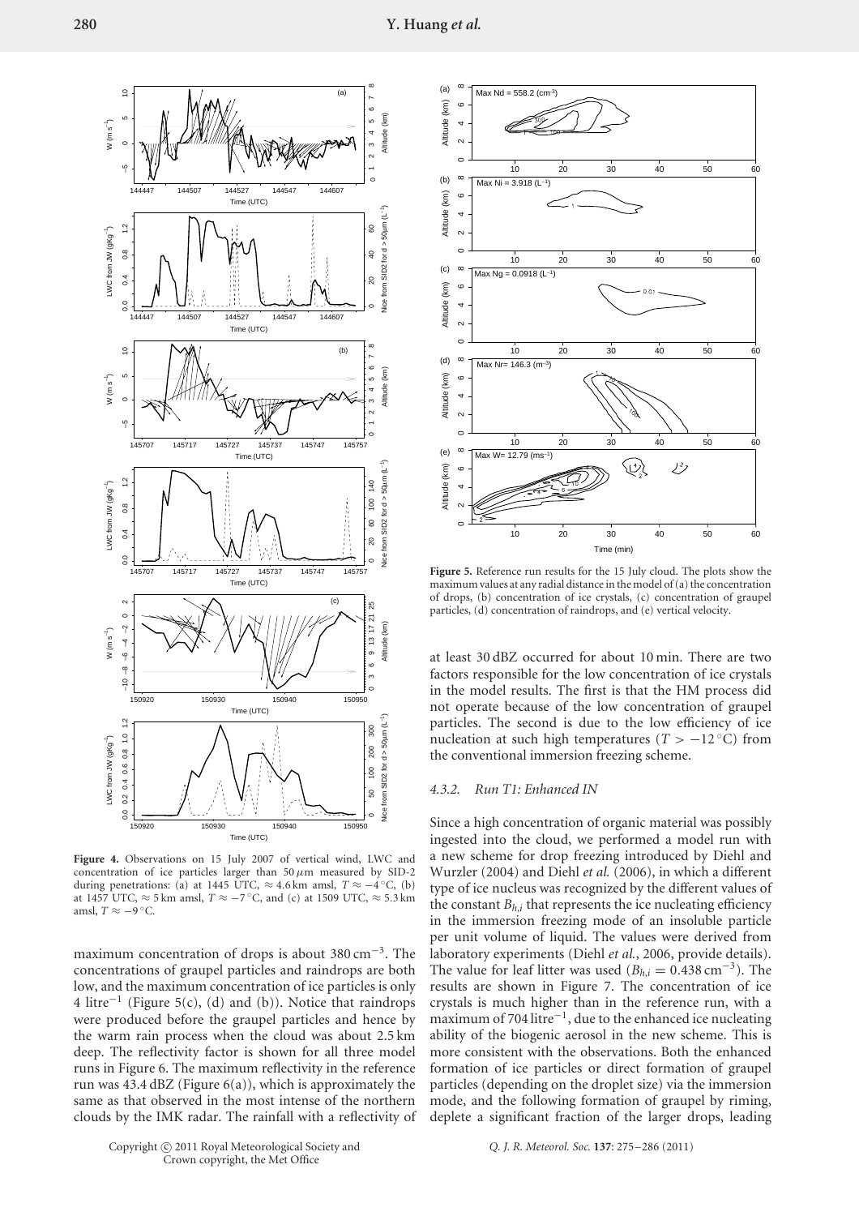**Figure 4.** Observations on 15 July 2007 of vertical wind, LWC and concentration of ice particles larger than 50 $\mu$m measured by SID-2 during penetrations: (a) at 1445 UTC, $\approx 4.6$ km amsl, $T \approx -4\,^{\circ}$C, (b) at 1457 UTC, $\approx 5$ km amsl, $T \approx -7\,^{\circ}$C, and (c) at 1509 UTC, $\approx 5.3$ km amsl, $T \approx -9\,^{\circ}$C.

**Figure 5.** Reference run results for the 15 July cloud. The plots show the maximum values at any radial distance in the model of (a) the concentration of drops, (b) concentration of ice crystals, (c) concentration of graupel particles, (d) concentration of raindrops, and (e) vertical velocity.

maximum concentration of drops is about 380 cm$^{-3}$. The concentrations of graupel particles and raindrops are both low, and the maximum concentration of ice particles is only 4 litre$^{-1}$ (Figure 5(c), (d) and (b)). Notice that raindrops were produced before the graupel particles and hence by the warm rain process when the cloud was about 2.5 km deep. The reflectivity factor is shown for all three model runs in Figure 6. The maximum reflectivity in the reference run was 43.4 dBZ (Figure 6(a)), which is approximately the same as that observed in the most intense of the northern clouds by the IMK radar. The rainfall with a reflectivity of at least 30 dBZ occurred for about 10 min. There are two factors responsible for the low concentration of ice crystals in the model results. The first is that the HM process did not operate because of the low concentration of graupel particles. The second is due to the low efficiency of ice nucleation at such high temperatures ($T > -12\,^{\circ}$C) from the conventional immersion freezing scheme.

#### 4.3.2. Run T1: Enhanced IN

Since a high concentration of organic material was possibly ingested into the cloud, we performed a model run with a new scheme for drop freezing introduced by Diehl and Wurzler (2004) and Diehl *et al.* (2006), in which a different type of ice nucleus was recognized by the different values of the constant $B_{h,i}$ that represents the ice nucleating efficiency in the immersion freezing mode of an insoluble particle per unit volume of liquid. The values were derived from laboratory experiments (Diehl *et al.*, 2006, provide details). The value for leaf litter was used ($B_{h,i} = 0.438$ cm$^{-3}$). The results are shown in Figure 7. The concentration of ice crystals is much higher than in the reference run, with a maximum of 704 litre$^{-1}$, due to the enhanced ice nucleating ability of the biogenic aerosol in the new scheme. This is more consistent with the observations. Both the enhanced formation of ice particles or direct formation of graupel particles (depending on the droplet size) via the immersion mode, and the following formation of graupel by riming, deplete a significant fraction of the larger drops, leading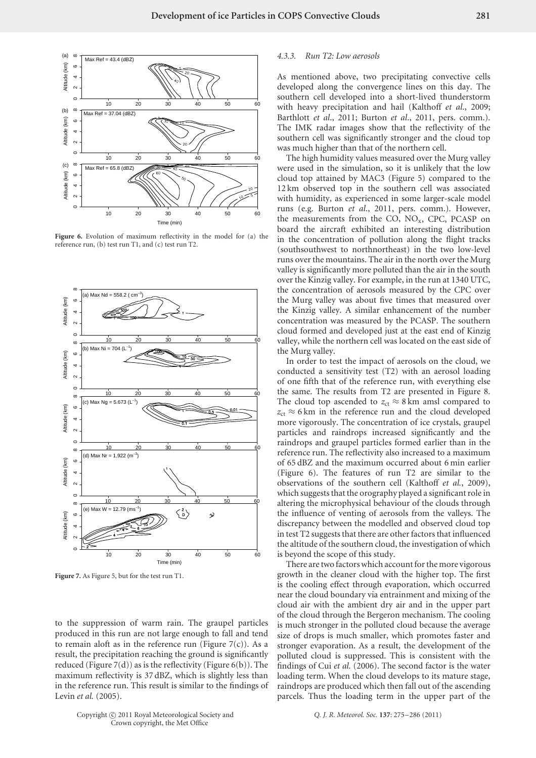**Figure 6.** Evolution of maximum reflectivity in the model for (a) the reference run, (b) test run T1, and (c) test run T2.

**Figure 7.** As Figure 5, but for the test run T1.

to the suppression of warm rain. The graupel particles produced in this run are not large enough to fall and tend to remain aloft as in the reference run (Figure 7(c)). As a result, the precipitation reaching the ground is significantly reduced (Figure 7(d)) as is the reflectivity (Figure 6(b)). The maximum reflectivity is 37 dBZ, which is slightly less than in the reference run. This result is similar to the findings of Levin *et al.* (2005).

#### 4.3.3. Run T2: Low aerosols

As mentioned above, two precipitating convective cells developed along the convergence lines on this day. The southern cell developed into a short-lived thunderstorm with heavy precipitation and hail (Kalthoff *et al.*, 2009; Barthlott *et al.*, 2011; Burton *et al.*, 2011, pers. comm.). The IMK radar images show that the reflectivity of the southern cell was significantly stronger and the cloud top was much higher than that of the northern cell.

The high humidity values measured over the Murg valley were used in the simulation, so it is unlikely that the low cloud top attained by MAC3 (Figure 5) compared to the 12 km observed top in the southern cell was associated with humidity, as experienced in some larger-scale model runs (e.g. Burton *et al.*, 2011, pers. comm.). However, the measurements from the CO, $NO_x$, CPC, PCASP on board the aircraft exhibited an interesting distribution in the concentration of pollution along the flight tracks (southsouthwest to northnortheast) in the two low-level runs over the mountains. The air in the north over the Murg valley is significantly more polluted than the air in the south over the Kinzig valley. For example, in the run at 1340 UTC, the concentration of aerosols measured by the CPC over the Murg valley was about five times that measured over the Kinzig valley. A similar enhancement of the number concentration was measured by the PCASP. The southern cloud formed and developed just at the east end of Kinzig valley, while the northern cell was located on the east side of the Murg valley.

In order to test the impact of aerosols on the cloud, we conducted a sensitivity test (T2) with an aerosol loading of one fifth that of the reference run, with everything else the same. The results from T2 are presented in Figure 8. The cloud top ascended to $z_{ct} \approx 8$ km amsl compared to $z_{ct} \approx 6$ km in the reference run and the cloud developed more vigorously. The concentration of ice crystals, graupel particles and raindrops increased significantly and the raindrops and graupel particles formed earlier than in the reference run. The reflectivity also increased to a maximum of 65 dBZ and the maximum occurred about 6 min earlier (Figure 6). The features of run T2 are similar to the observations of the southern cell (Kalthoff *et al.*, 2009), which suggests that the orography played a significant role in altering the microphysical behaviour of the clouds through the influence of venting of aerosols from the valleys. The discrepancy between the modelled and observed cloud top in test T2 suggests that there are other factors that influenced the altitude of the southern cloud, the investigation of which is beyond the scope of this study.

There are two factors which account for the more vigorous growth in the cleaner cloud with the higher top. The first is the cooling effect through evaporation, which occurred near the cloud boundary via entrainment and mixing of the cloud air with the ambient dry air and in the upper part of the cloud through the Bergeron mechanism. The cooling is much stronger in the polluted cloud because the average size of drops is much smaller, which promotes faster and stronger evaporation. As a result, the development of the polluted cloud is suppressed. This is consistent with the findings of Cui *et al.* (2006). The second factor is the water loading term. When the cloud develops to its mature stage, raindrops are produced which then fall out of the ascending parcels. Thus the loading term in the upper part of the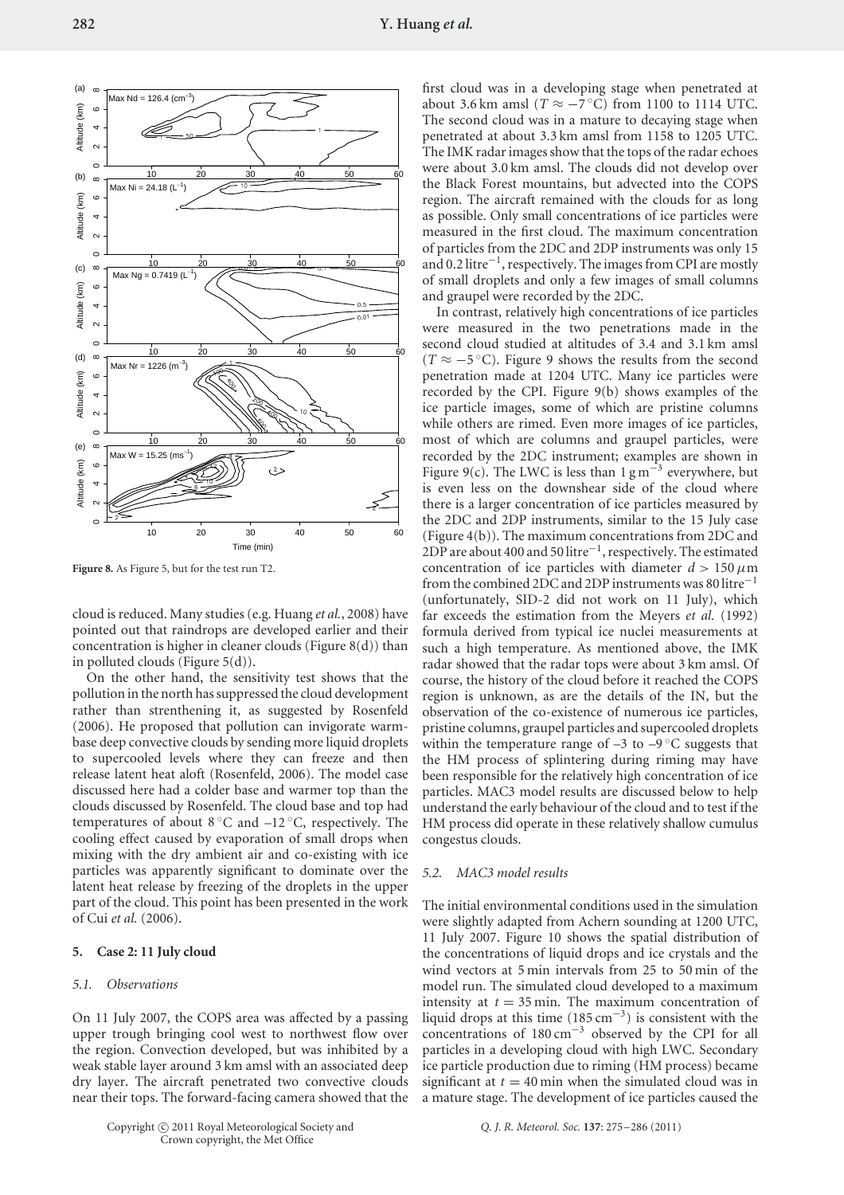**Figure 8.** As Figure 5, but for the test run T2.

cloud is reduced. Many studies (e.g. Huang *et al.*, 2008) have pointed out that raindrops are developed earlier and their concentration is higher in cleaner clouds (Figure 8(d)) than in polluted clouds (Figure 5(d)).

On the other hand, the sensitivity test shows that the pollution in the north has suppressed the cloud development rather than strenthening it, as suggested by Rosenfeld (2006). He proposed that pollution can invigorate warm-base deep convective clouds by sending more liquid droplets to supercooled levels where they can freeze and then release latent heat aloft (Rosenfeld, 2006). The model case discussed here had a colder base and warmer top than the clouds discussed by Rosenfeld. The cloud base and top had temperatures of about 8 °C and –12 °C, respectively. The cooling effect caused by evaporation of small drops when mixing with the dry ambient air and co-existing with ice particles was apparently significant to dominate over the latent heat release by freezing of the droplets in the upper part of the cloud. This point has been presented in the work of Cui *et al.* (2006).

## 5. Case 2: 11 July cloud

### 5.1. Observations

On 11 July 2007, the COPS area was affected by a passing upper trough bringing cool west to northwest flow over the region. Convection developed, but was inhibited by a weak stable layer around 3 km amsl with an associated deep dry layer. The aircraft penetrated two convective clouds near their tops. The forward-facing camera showed that the first cloud was in a developing stage when penetrated at about 3.6 km amsl ($T \approx -7\,^{\circ}$C) from 1100 to 1114 UTC. The second cloud was in a mature to decaying stage when penetrated at about 3.3 km amsl from 1158 to 1205 UTC. The IMK radar images show that the tops of the radar echoes were about 3.0 km amsl. The clouds did not develop over the Black Forest mountains, but advected into the COPS region. The aircraft remained with the clouds for as long as possible. Only small concentrations of ice particles were measured in the first cloud. The maximum concentration of particles from the 2DC and 2DP instruments was only 15 and 0.2 litre$^{-1}$, respectively. The images from CPI are mostly of small droplets and only a few images of small columns and graupel were recorded by the 2DC.

In contrast, relatively high concentrations of ice particles were measured in the two penetrations made in the second cloud studied at altitudes of 3.4 and 3.1 km amsl ($T \approx -5\,^{\circ}$C). Figure 9 shows the results from the second penetration made at 1204 UTC. Many ice particles were recorded by the CPI. Figure 9(b) shows examples of the ice particle images, some of which are pristine columns while others are rimed. Even more images of ice particles, most of which are columns and graupel particles, were recorded by the 2DC instrument; examples are shown in Figure 9(c). The LWC is less than 1 g m$^{-3}$ everywhere, but is even less on the downshear side of the cloud where there is a larger concentration of ice particles measured by the 2DC and 2DP instruments, similar to the 15 July case (Figure 4(b)). The maximum concentrations from 2DC and 2DP are about 400 and 50 litre$^{-1}$, respectively. The estimated concentration of ice particles with diameter $d > 150\,\mu$m from the combined 2DC and 2DP instruments was 80 litre$^{-1}$ (unfortunately, SID-2 did not work on 11 July), which far exceeds the estimation from the Meyers *et al.* (1992) formula derived from typical ice nuclei measurements at such a high temperature. As mentioned above, the IMK radar showed that the radar tops were about 3 km amsl. Of course, the history of the cloud before it reached the COPS region is unknown, as are the details of the IN, but the observation of the co-existence of numerous ice particles, pristine columns, graupel particles and supercooled droplets within the temperature range of –3 to –9 °C suggests that the HM process of splintering during riming may have been responsible for the relatively high concentration of ice particles. MAC3 model results are discussed below to help understand the early behaviour of the cloud and to test if the HM process did operate in these relatively shallow cumulus congestus clouds.

### 5.2. MAC3 model results

The initial environmental conditions used in the simulation were slightly adapted from Achern sounding at 1200 UTC, 11 July 2007. Figure 10 shows the spatial distribution of the concentrations of liquid drops and ice crystals and the wind vectors at 5 min intervals from 25 to 50 min of the model run. The simulated cloud developed to a maximum intensity at $t = 35$ min. The maximum concentration of liquid drops at this time (185 cm$^{-3}$) is consistent with the concentrations of 180 cm$^{-3}$ observed by the CPI for all particles in a developing cloud with high LWC. Secondary ice particle production due to riming (HM process) became significant at $t = 40$ min when the simulated cloud was in a mature stage. The development of ice particles caused the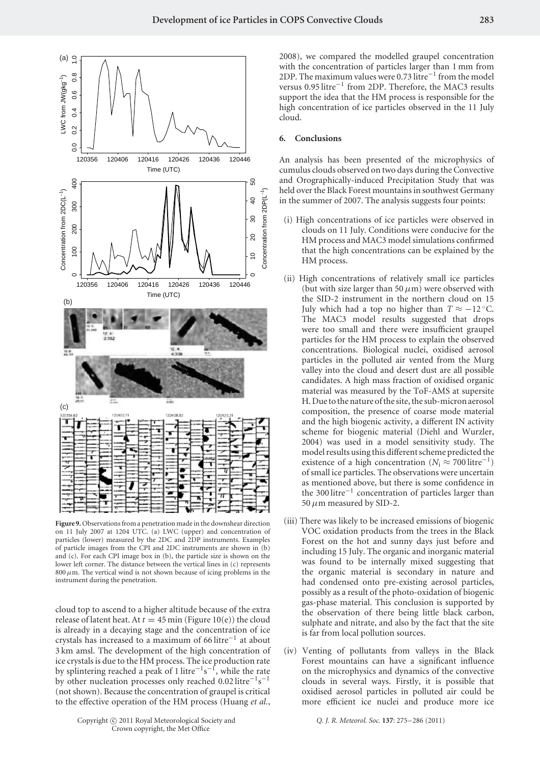**Figure 9.** Observations from a penetration made in the downshear direction on 11 July 2007 at 1204 UTC. (a) LWC (upper) and concentration of particles (lower) measured by the 2DC and 2DP instruments. Examples of particle images from the CPI and 2DC instruments are shown in (b) and (c). For each CPI image box in (b), the particle size is shown on the lower left corner. The distance between the vertical lines in (c) represents 800 $\mu$m. The vertical wind is not shown because of icing problems in the instrument during the penetration.

cloud top to ascend to a higher altitude because of the extra release of latent heat. At $t = 45$ min (Figure 10(e)) the cloud is already in a decaying stage and the concentration of ice crystals has increased to a maximum of 66 litre$^{-1}$ at about 3 km amsl. The development of the high concentration of ice crystals is due to the HM process. The ice production rate by splintering reached a peak of 1 litre$^{-1}$s$^{-1}$, while the rate by other nucleation processes only reached 0.02 litre$^{-1}$s$^{-1}$ (not shown). Because the concentration of graupel is critical to the effective operation of the HM process (Huang *et al.*, 2008), we compared the modelled graupel concentration with the concentration of particles larger than 1 mm from 2DP. The maximum values were 0.73 litre$^{-1}$ from the model versus 0.95 litre$^{-1}$ from 2DP. Therefore, the MAC3 results support the idea that the HM process is responsible for the high concentration of ice particles observed in the 11 July cloud.

## 6. Conclusions

An analysis has been presented of the microphysics of cumulus clouds observed on two days during the Convective and Orographically-induced Precipitation Study that was held over the Black Forest mountains in southwest Germany in the summer of 2007. The analysis suggests four points:

(i) High concentrations of ice particles were observed in clouds on 11 July. Conditions were conducive for the HM process and MAC3 model simulations confirmed that the high concentrations can be explained by the HM process.

(ii) High concentrations of relatively small ice particles (but with size larger than 50 $\mu$m) were observed with the SID-2 instrument in the northern cloud on 15 July which had a top no higher than $T \approx -12\,^{\circ}$C. The MAC3 model results suggested that drops were too small and there were insufficient graupel particles for the HM process to explain the observed concentrations. Biological nuclei, oxidised aerosol particles in the polluted air vented from the Murg valley into the cloud and desert dust are all possible candidates. A high mass fraction of oxidised organic material was measured by the ToF-AMS at supersite H. Due to the nature of the site, the sub-micron aerosol composition, the presence of coarse mode material and the high biogenic activity, a different IN activity scheme for biogenic material (Diehl and Wurzler, 2004) was used in a model sensitivity study. The model results using this different scheme predicted the existence of a high concentration ($N_{\mathrm{i}} \approx 700$ litre$^{-1}$) of small ice particles. The observations were uncertain as mentioned above, but there is some confidence in the 300 litre$^{-1}$ concentration of particles larger than 50 $\mu$m measured by SID-2.

(iii) There was likely to be increased emissions of biogenic VOC oxidation products from the trees in the Black Forest on the hot and sunny days just before and including 15 July. The organic and inorganic material was found to be internally mixed suggesting that the organic material is secondary in nature and had condensed onto pre-existing aerosol particles, possibly as a result of the photo-oxidation of biogenic gas-phase material. This conclusion is supported by the observation of there being little black carbon, sulphate and nitrate, and also by the fact that the site is far from local pollution sources.

(iv) Venting of pollutants from valleys in the Black Forest mountains can have a significant influence on the microphysics and dynamics of the convective clouds in several ways. Firstly, it is possible that oxidised aerosol particles in polluted air could be more efficient ice nuclei and produce more ice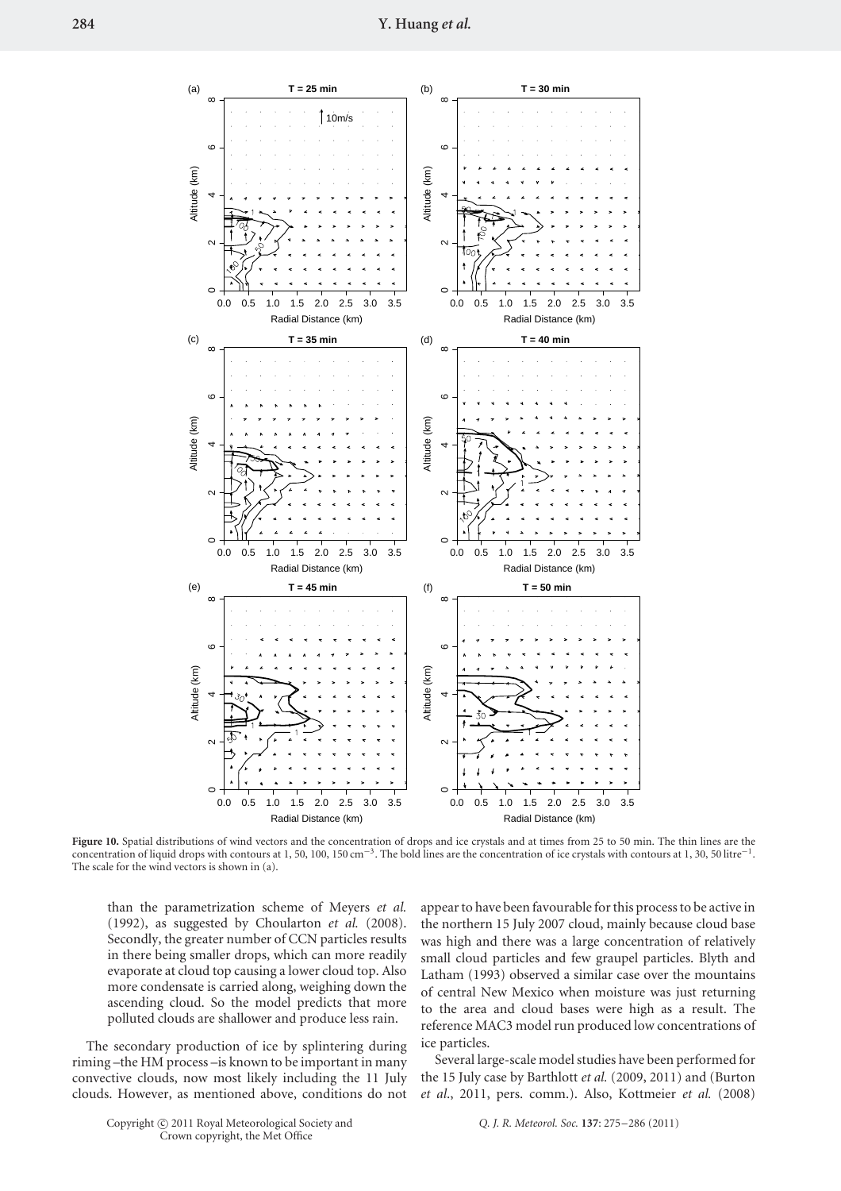**Figure 10.** Spatial distributions of wind vectors and the concentration of drops and ice crystals and at times from 25 to 50 min. The thin lines are the concentration of liquid drops with contours at 1, 50, 100, 150 cm$^{-3}$. The bold lines are the concentration of ice crystals with contours at 1, 30, 50 litre$^{-1}$. The scale for the wind vectors is shown in (a).

than the parametrization scheme of Meyers *et al.* (1992), as suggested by Choularton *et al.* (2008). Secondly, the greater number of CCN particles results in there being smaller drops, which can more readily evaporate at cloud top causing a lower cloud top. Also more condensate is carried along, weighing down the ascending cloud. So the model predicts that more polluted clouds are shallower and produce less rain.

The secondary production of ice by splintering during riming – the HM process – is known to be important in many convective clouds, now most likely including the 11 July clouds. However, as mentioned above, conditions do not appear to have been favourable for this process to be active in the northern 15 July 2007 cloud, mainly because cloud base was high and there was a large concentration of relatively small cloud particles and few graupel particles. Blyth and Latham (1993) observed a similar case over the mountains of central New Mexico when moisture was just returning to the area and cloud bases were high as a result. The reference MAC3 model run produced low concentrations of ice particles.

Several large-scale model studies have been performed for the 15 July case by Barthlott *et al.* (2009, 2011) and (Burton *et al.*, 2011, pers. comm.). Also, Kottmeier *et al.* (2008)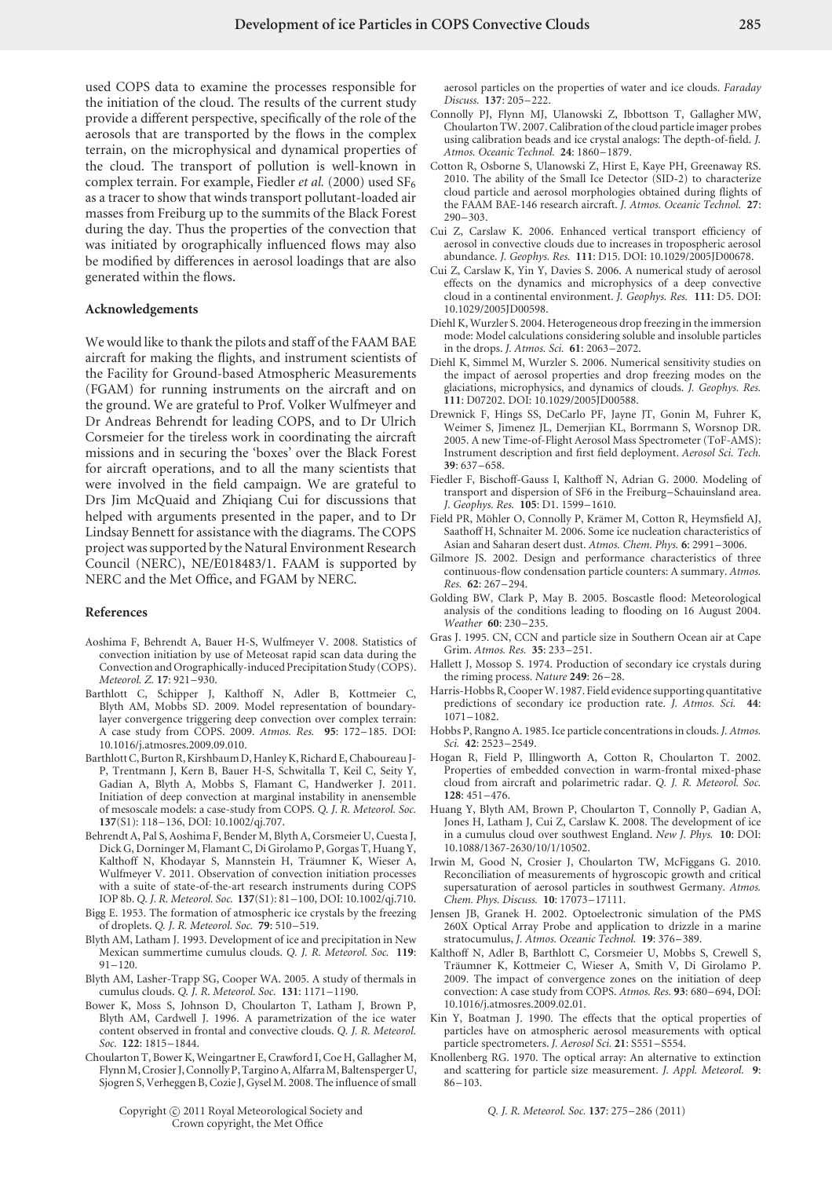used COPS data to examine the processes responsible for the initiation of the cloud. The results of the current study provide a different perspective, specifically of the role of the aerosols that are transported by the flows in the complex terrain, on the microphysical and dynamical properties of the cloud. The transport of pollution is well-known in complex terrain. For example, Fiedler *et al.* (2000) used $SF_6$ as a tracer to show that winds transport pollutant-loaded air masses from Freiburg up to the summits of the Black Forest during the day. Thus the properties of the convection that was initiated by orographically influenced flows may also be modified by differences in aerosol loadings that are also generated within the flows.

## Acknowledgements

We would like to thank the pilots and staff of the FAAM BAE aircraft for making the flights, and instrument scientists of the Facility for Ground-based Atmospheric Measurements (FGAM) for running instruments on the aircraft and on the ground. We are grateful to Prof. Volker Wulfmeyer and Dr Andreas Behrendt for leading COPS, and to Dr Ulrich Corsmeier for the tireless work in coordinating the aircraft missions and in securing the 'boxes' over the Black Forest for aircraft operations, and to all the many scientists that were involved in the field campaign. We are grateful to Drs Jim McQuaid and Zhiqiang Cui for discussions that helped with arguments presented in the paper, and to Dr Lindsay Bennett for assistance with the diagrams. The COPS project was supported by the Natural Environment Research Council (NERC), NE/E018483/1. FAAM is supported by NERC and the Met Office, and FGAM by NERC.

## References

Aoshima F, Behrendt A, Bauer H-S, Wulfmeyer V. 2008. Statistics of convection initiation by use of Meteosat rapid scan data during the Convection and Orographically-induced Precipitation Study (COPS). *Meteorol. Z.* **17**: 921–930.

Barthlott C, Schipper J, Kalthoff N, Adler B, Kottmeier C, Blyth AM, Mobbs SD. 2009. Model representation of boundary-layer convergence triggering deep convection over complex terrain: A case study from COPS. 2009. *Atmos. Res.* **95**: 172–185. DOI: 10.1016/j.atmosres.2009.09.010.

Barthlott C, Burton R, Kirshbaum D, Hanley K, Richard E, Chaboureau J-P, Trentmann J, Kern B, Bauer H-S, Schwitalla T, Keil C, Seity Y, Gadian A, Blyth A, Mobbs S, Flamant C, Handwerker J. 2011. Initiation of deep convection at marginal instability in an ensemble of mesoscale models: a case-study from COPS. *Q. J. R. Meteorol. Soc.* **137**(S1): 118–136, DOI: 10.1002/qj.707.

Behrendt A, Pal S, Aoshima F, Bender M, Blyth A, Corsmeier U, Cuesta J, Dick G, Dorninger M, Flamant C, Di Girolamo P, Gorgas T, Huang Y, Kalthoff N, Khodayar S, Mannstein H, Träumner K, Wieser A, Wulfmeyer V. 2011. Observation of convection initiation processes with a suite of state-of-the-art research instruments during COPS IOP 8b. *Q. J. R. Meteorol. Soc.* **137**(S1): 81–100, DOI: 10.1002/qj.710.

Bigg E. 1953. The formation of atmospheric ice crystals by the freezing of droplets. *Q. J. R. Meteorol. Soc.* **79**: 510–519.

Blyth AM, Latham J. 1993. Development of ice and precipitation in New Mexican summertime cumulus clouds. *Q. J. R. Meteorol. Soc.* **119**: 91–120.

Blyth AM, Lasher-Trapp SG, Cooper WA. 2005. A study of thermals in cumulus clouds. *Q. J. R. Meteorol. Soc.* **131**: 1171–1190.

Bower K, Moss S, Johnson D, Choularton T, Latham J, Brown P, Blyth AM, Cardwell J. 1996. A parametrization of the ice water content observed in frontal and convective clouds. *Q. J. R. Meteorol. Soc.* **122**: 1815–1844.

Choularton T, Bower K, Weingartner E, Crawford I, Coe H, Gallagher M, Flynn M, Crosier J, Connolly P, Targino A, Alfarra M, Baltensperger U, Sjogren S, Verheggen B, Cozie J, Gysel M. 2008. The influence of small aerosol particles on the properties of water and ice clouds. *Faraday Discuss.* **137**: 205–222.

Connolly PJ, Flynn MJ, Ulanowski Z, Ibbottson T, Gallagher MW, Choularton TW. 2007. Calibration of the cloud particle imager probes using calibration beads and ice crystal analogs: The depth-of-field. *J. Atmos. Oceanic Technol.* **24**: 1860–1879.

Cotton R, Osborne S, Ulanowski Z, Hirst E, Kaye PH, Greenaway RS. 2010. The ability of the Small Ice Detector (SID-2) to characterize cloud particle and aerosol morphologies obtained during flights of the FAAM BAE-146 research aircraft. *J. Atmos. Oceanic Technol.* **27**: 290–303.

Cui Z, Carslaw K. 2006. Enhanced vertical transport efficiency of aerosol in convective clouds due to increases in tropospheric aerosol abundance. *J. Geophys. Res.* **111**: D15. DOI: 10.1029/2005JD00678.

Cui Z, Carslaw K, Yin Y, Davies S. 2006. A numerical study of aerosol effects on the dynamics and microphysics of a deep convective cloud in a continental environment. *J. Geophys. Res.* **111**: D5. DOI: 10.1029/2005JD00598.

Diehl K, Wurzler S. 2004. Heterogeneous drop freezing in the immersion mode: Model calculations considering soluble and insoluble particles in the drops. *J. Atmos. Sci.* **61**: 2063–2072.

Diehl K, Simmel M, Wurzler S. 2006. Numerical sensitivity studies on the impact of aerosol properties and drop freezing modes on the glaciations, microphysics, and dynamics of clouds. *J. Geophys. Res.* **111**: D07202. DOI: 10.1029/2005JD00588.

Drewnick F, Hings SS, DeCarlo PF, Jayne JT, Gonin M, Fuhrer K, Weimer S, Jimenez JL, Demerjian KL, Borrmann S, Worsnop DR. 2005. A new Time-of-Flight Aerosol Mass Spectrometer (ToF-AMS): Instrument description and first field deployment. *Aerosol Sci. Tech.* **39**: 637–658.

Fiedler F, Bischoff-Gauss I, Kalthoff N, Adrian G. 2000. Modeling of transport and dispersion of SF6 in the Freiburg–Schauinsland area. *J. Geophys. Res.* **105**: D1. 1599–1610.

Field PR, Möhler O, Connolly P, Krämer M, Cotton R, Heymsfield AJ, Saathoff H, Schnaiter M. 2006. Some ice nucleation characteristics of Asian and Saharan desert dust. *Atmos. Chem. Phys.* **6**: 2991–3006.

Gilmore JS. 2002. Design and performance characteristics of three continuous-flow condensation particle counters: A summary. *Atmos. Res.* **62**: 267–294.

Golding BW, Clark P, May B. 2005. Boscastle flood: Meteorological analysis of the conditions leading to flooding on 16 August 2004. *Weather* **60**: 230–235.

Gras J. 1995. CN, CCN and particle size in Southern Ocean air at Cape Grim. *Atmos. Res.* **35**: 233–251.

Hallett J, Mossop S. 1974. Production of secondary ice crystals during the riming process. *Nature* **249**: 26–28.

Harris-Hobbs R, Cooper W. 1987. Field evidence supporting quantitative predictions of secondary ice production rate. *J. Atmos. Sci.* **44**: 1071–1082.

Hobbs P, Rangno A. 1985. Ice particle concentrations in clouds. *J. Atmos. Sci.* **42**: 2523–2549.

Hogan R, Field P, Illingworth A, Cotton R, Choularton T. 2002. Properties of embedded convection in warm-frontal mixed-phase cloud from aircraft and polarimetric radar. *Q. J. R. Meteorol. Soc.* **128**: 451–476.

Huang Y, Blyth AM, Brown P, Choularton T, Connolly P, Gadian A, Jones H, Latham J, Cui Z, Carslaw K. 2008. The development of ice in a cumulus cloud over southwest England. *New J. Phys.* **10**: DOI: 10.1088/1367-2630/10/1/10502.

Irwin M, Good N, Crosier J, Choularton TW, McFiggans G. 2010. Reconciliation of measurements of hygroscopic growth and critical supersaturation of aerosol particles in southwest Germany. *Atmos. Chem. Phys. Discuss.* **10**: 17073–17111.

Jensen JB, Granek H. 2002. Optoelectronic simulation of the PMS 260X Optical Array Probe and application to drizzle in a marine stratocumulus, *J. Atmos. Oceanic Technol.* **19**: 376–389.

Kalthoff N, Adler B, Barthlott C, Corsmeier U, Mobbs S, Crewell S, Träumner K, Kottmeier C, Wieser A, Smith V, Di Girolamo P. 2009. The impact of convergence zones on the initiation of deep convection: A case study from COPS. *Atmos. Res.* **93**: 680–694, DOI: 10.1016/j.atmosres.2009.02.01.

Kin Y, Boatman J. 1990. The effects that the optical properties of particles have on atmospheric aerosol measurements with optical particle spectrometers. *J. Aerosol Sci.* **21**: S551–S554.

Knollenberg RG. 1970. The optical array: An alternative to extinction and scattering for particle size measurement. *J. Appl. Meteorol.* **9**: 86–103.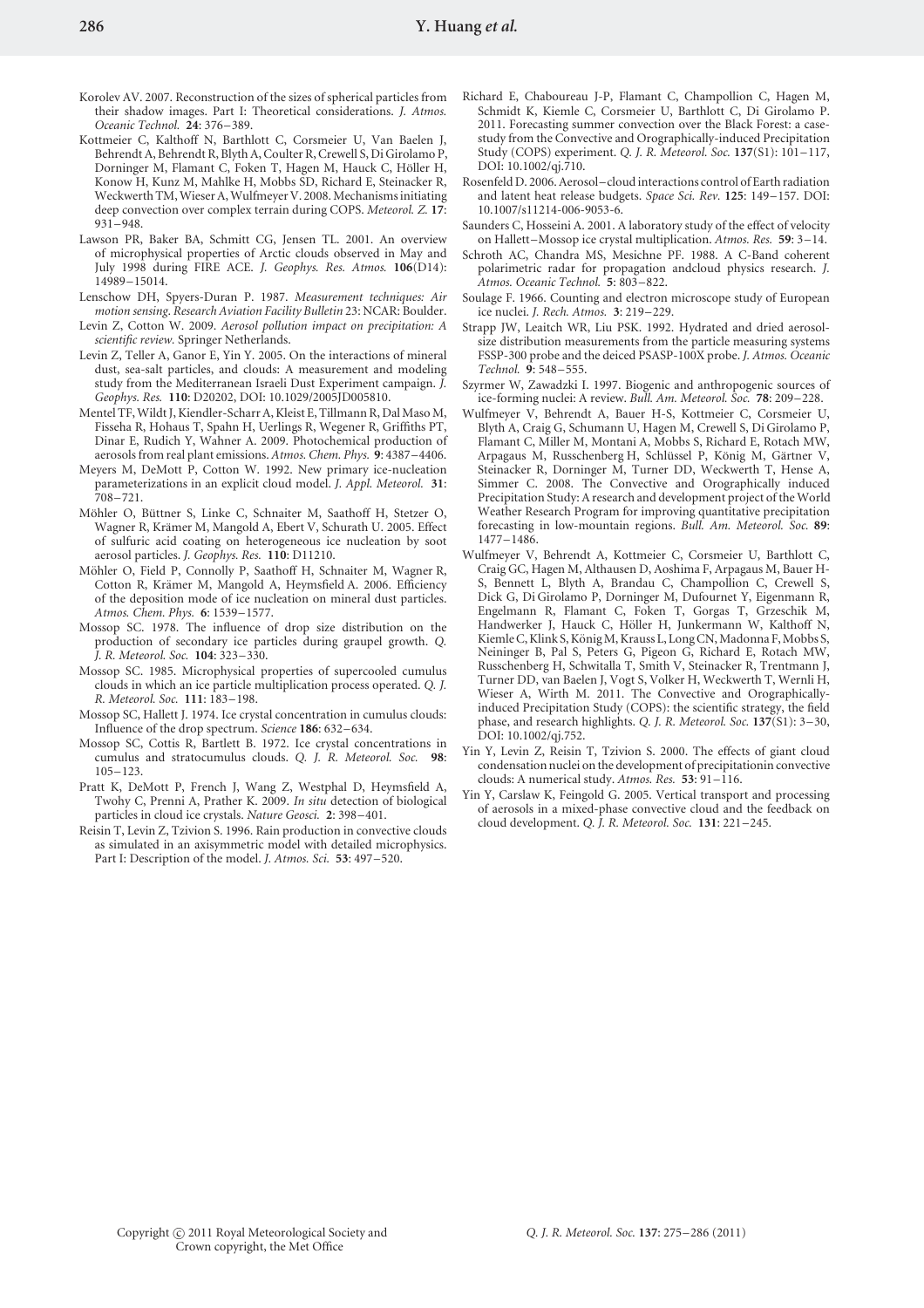Korolev AV. 2007. Reconstruction of the sizes of spherical particles from their shadow images. Part I: Theoretical considerations. *J. Atmos. Oceanic Technol.* **24**: 376–389.

Kottmeier C, Kalthoff N, Barthlott C, Corsmeier U, Van Baelen J, Behrendt A, Behrendt R, Blyth A, Coulter R, Crewell S, Di Girolamo P, Dorninger M, Flamant C, Foken T, Hagen M, Hauck C, Höller H, Konow H, Kunz M, Mahlke H, Mobbs SD, Richard E, Steinacker R, Weckwerth TM, Wieser A, Wulfmeyer V. 2008. Mechanisms initiating deep convection over complex terrain during COPS. *Meteorol. Z.* **17**: 931–948.

Lawson PR, Baker BA, Schmitt CG, Jensen TL. 2001. An overview of microphysical properties of Arctic clouds observed in May and July 1998 during FIRE ACE. *J. Geophys. Res. Atmos.* **106**(D14): 14989–15014.

Lenschow DH, Spyers-Duran P. 1987. *Measurement techniques: Air motion sensing*. *Research Aviation Facility Bulletin* 23: NCAR: Boulder.

Levin Z, Cotton W. 2009. *Aerosol pollution impact on precipitation: A scientific review.* Springer Netherlands.

Levin Z, Teller A, Ganor E, Yin Y. 2005. On the interactions of mineral dust, sea-salt particles, and clouds: A measurement and modeling study from the Mediterranean Israeli Dust Experiment campaign. *J. Geophys. Res.* **110**: D20202, DOI: 10.1029/2005JD005810.

Mentel TF, Wildt J, Kiendler-Scharr A, Kleist E, Tillmann R, Dal Maso M, Fisseha R, Hohaus T, Spahn H, Uerlings R, Wegener R, Griffiths PT, Dinar E, Rudich Y, Wahner A. 2009. Photochemical production of aerosols from real plant emissions. *Atmos. Chem. Phys.* **9**: 4387–4406.

Meyers M, DeMott P, Cotton W. 1992. New primary ice-nucleation parameterizations in an explicit cloud model. *J. Appl. Meteorol.* **31**: 708–721.

Möhler O, Büttner S, Linke C, Schnaiter M, Saathoff H, Stetzer O, Wagner R, Krämer M, Mangold A, Ebert V, Schurath U. 2005. Effect of sulfuric acid coating on heterogeneous ice nucleation by soot aerosol particles. *J. Geophys. Res.* **110**: D11210.

Möhler O, Field P, Connolly P, Saathoff H, Schnaiter M, Wagner R, Cotton R, Krämer M, Mangold A, Heymsfield A. 2006. Efficiency of the deposition mode of ice nucleation on mineral dust particles. *Atmos. Chem. Phys.* **6**: 1539–1577.

Mossop SC. 1978. The influence of drop size distribution on the production of secondary ice particles during graupel growth. *Q. J. R. Meteorol. Soc.* **104**: 323–330.

Mossop SC. 1985. Microphysical properties of supercooled cumulus clouds in which an ice particle multiplication process operated. *Q. J. R. Meteorol. Soc.* **111**: 183–198.

Mossop SC, Hallett J. 1974. Ice crystal concentration in cumulus clouds: Influence of the drop spectrum. *Science* **186**: 632–634.

Mossop SC, Cottis R, Bartlett B. 1972. Ice crystal concentrations in cumulus and stratocumulus clouds. *Q. J. R. Meteorol. Soc.* **98**: 105–123.

Pratt K, DeMott P, French J, Wang Z, Westphal D, Heymsfield A, Twohy C, Prenni A, Prather K. 2009. *In situ* detection of biological particles in cloud ice crystals. *Nature Geosci.* **2**: 398–401.

Reisin T, Levin Z, Tzivion S. 1996. Rain production in convective clouds as simulated in an axisymmetric model with detailed microphysics. Part I: Description of the model. *J. Atmos. Sci.* **53**: 497–520.

Richard E, Chaboureau J-P, Flamant C, Champollion C, Hagen M, Schmidt K, Kiemle C, Corsmeier U, Barthlott C, Di Girolamo P. 2011. Forecasting summer convection over the Black Forest: a case-study from the Convective and Orographically-induced Precipitation Study (COPS) experiment. *Q. J. R. Meteorol. Soc.* **137**(S1): 101–117, DOI: 10.1002/qj.710.

Rosenfeld D. 2006. Aerosol–cloud interactions control of Earth radiation and latent heat release budgets. *Space Sci. Rev.* **125**: 149–157. DOI: 10.1007/s11214-006-9053-6.

Saunders C, Hosseini A. 2001. A laboratory study of the effect of velocity on Hallett–Mossop ice crystal multiplication. *Atmos. Res.* **59**: 3–14.

Schroth AC, Chandra MS, Mesichne PF. 1988. A C-Band coherent polarimetric radar for propagation andcloud physics research. *J. Atmos. Oceanic Technol.* **5**: 803–822.

Soulage F. 1966. Counting and electron microscope study of European ice nuclei. *J. Rech. Atmos.* **3**: 219–229.

Strapp JW, Leaitch WR, Liu PSK. 1992. Hydrated and dried aerosol-size distribution measurements from the particle measuring systems FSSP-300 probe and the deiced PSASP-100X probe. *J. Atmos. Oceanic Technol.* **9**: 548–555.

Szyrmer W, Zawadzki I. 1997. Biogenic and anthropogenic sources of ice-forming nuclei: A review. *Bull. Am. Meteorol. Soc.* **78**: 209–228.

Wulfmeyer V, Behrendt A, Bauer H-S, Kottmeier C, Corsmeier U, Blyth A, Craig G, Schumann U, Hagen M, Crewell S, Di Girolamo P, Flamant C, Miller M, Montani A, Mobbs S, Richard E, Rotach MW, Arpagaus M, Russchenberg H, Schlüssel P, König M, Gärtner V, Steinacker R, Dorninger M, Turner DD, Weckwerth T, Hense A, Simmer C. 2008. The Convective and Orographically induced Precipitation Study: A research and development project of the World Weather Research Program for improving quantitative precipitation forecasting in low-mountain regions. *Bull. Am. Meteorol. Soc.* **89**: 1477–1486.

Wulfmeyer V, Behrendt A, Kottmeier C, Corsmeier U, Barthlott C, Craig GC, Hagen M, Althausen D, Aoshima F, Arpagaus M, Bauer H-S, Bennett L, Blyth A, Brandau C, Champollion C, Crewell S, Dick G, Di Girolamo P, Dorninger M, Dufournet Y, Eigenmann R, Engelmann R, Flamant C, Foken T, Gorgas T, Grzeschik M, Handwerker J, Hauck C, Höller H, Junkermann W, Kalthoff N, Kiemle C, Klink S, König M, Krauss L, Long CN, Madonna F, Mobbs S, Neininger B, Pal S, Peters G, Pigeon G, Richard E, Rotach MW, Russchenberg H, Schwitalla T, Smith V, Steinacker R, Trentmann J, Turner DD, van Baelen J, Vogt S, Volker H, Weckwerth T, Wernli H, Wieser A, Wirth M. 2011. The Convective and Orographically-induced Precipitation Study (COPS): the scientific strategy, the field phase, and research highlights. *Q. J. R. Meteorol. Soc.* **137**(S1): 3–30, DOI: 10.1002/qj.752.

Yin Y, Levin Z, Reisin T, Tzivion S. 2000. The effects of giant cloud condensation nuclei on the development of precipitationin convective clouds: A numerical study. *Atmos. Res.* **53**: 91–116.

Yin Y, Carslaw K, Feingold G. 2005. Vertical transport and processing of aerosols in a mixed-phase convective cloud and the feedback on cloud development. *Q. J. R. Meteorol. Soc.* **131**: 221–245.

Copyright © 2011 Royal Meteorological Society and Crown copyright, the Met Office